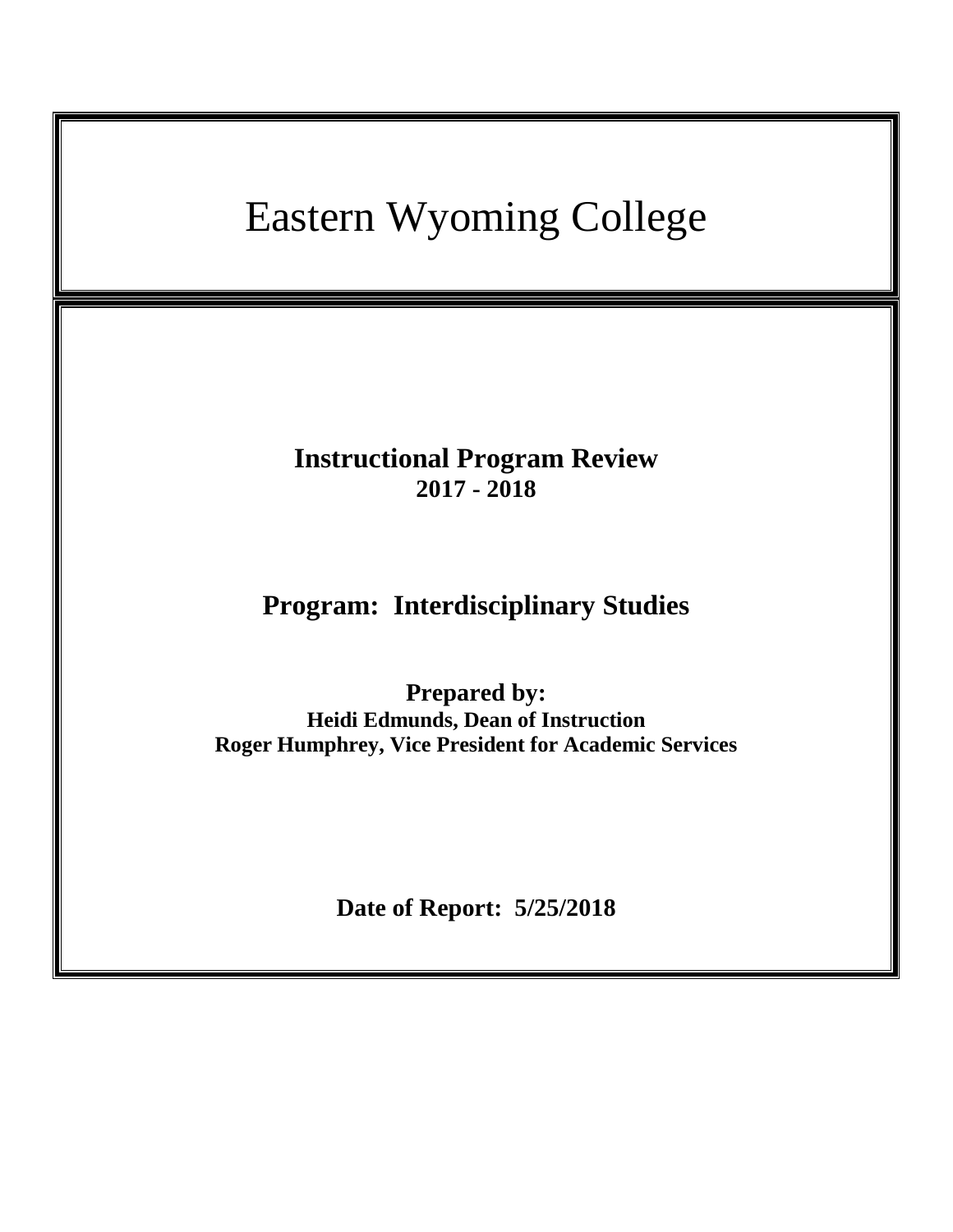# Eastern Wyoming College

## Instructional Program Review
**2017 - 2018**

## Program: Interdisciplinary Studies

**Prepared by:**
**Heidi Edmunds, Dean of Instruction**
**Roger Humphrey, Vice President for Academic Services**

**Date of Report: 5/25/2018**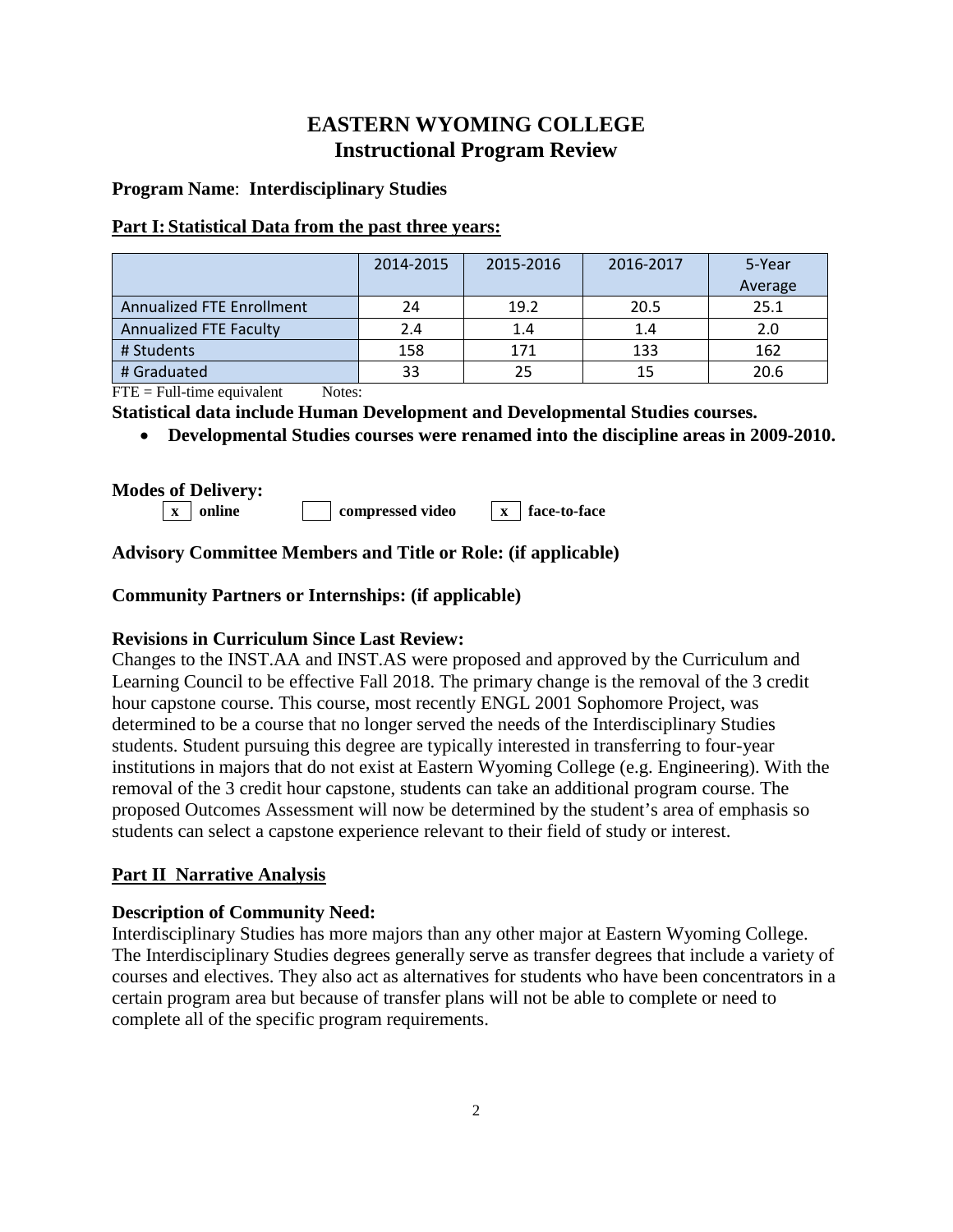# EASTERN WYOMING COLLEGE
# Instructional Program Review

**Program Name**: **Interdisciplinary Studies**

## Part I: Statistical Data from the past three years:

| | 2014-2015 | 2015-2016 | 2016-2017 | 5-Year Average |
|---|---|---|---|---|
| Annualized FTE Enrollment | 24 | 19.2 | 20.5 | 25.1 |
| Annualized FTE Faculty | 2.4 | 1.4 | 1.4 | 2.0 |
| # Students | 158 | 171 | 133 | 162 |
| # Graduated | 33 | 25 | 15 | 20.6 |

FTE = Full-time equivalent Notes:

**Statistical data include Human Development and Developmental Studies courses.**

- **Developmental Studies courses were renamed into the discipline areas in 2009-2010.**

**Modes of Delivery:**

[x] **online** [ ] **compressed video** [x] **face-to-face**

**Advisory Committee Members and Title or Role: (if applicable)**

**Community Partners or Internships: (if applicable)**

**Revisions in Curriculum Since Last Review:**

Changes to the INST.AA and INST.AS were proposed and approved by the Curriculum and Learning Council to be effective Fall 2018. The primary change is the removal of the 3 credit hour capstone course. This course, most recently ENGL 2001 Sophomore Project, was determined to be a course that no longer served the needs of the Interdisciplinary Studies students. Student pursuing this degree are typically interested in transferring to four-year institutions in majors that do not exist at Eastern Wyoming College (e.g. Engineering). With the removal of the 3 credit hour capstone, students can take an additional program course. The proposed Outcomes Assessment will now be determined by the student's area of emphasis so students can select a capstone experience relevant to their field of study or interest.

## Part II Narrative Analysis

**Description of Community Need:**

Interdisciplinary Studies has more majors than any other major at Eastern Wyoming College. The Interdisciplinary Studies degrees generally serve as transfer degrees that include a variety of courses and electives. They also act as alternatives for students who have been concentrators in a certain program area but because of transfer plans will not be able to complete or need to complete all of the specific program requirements.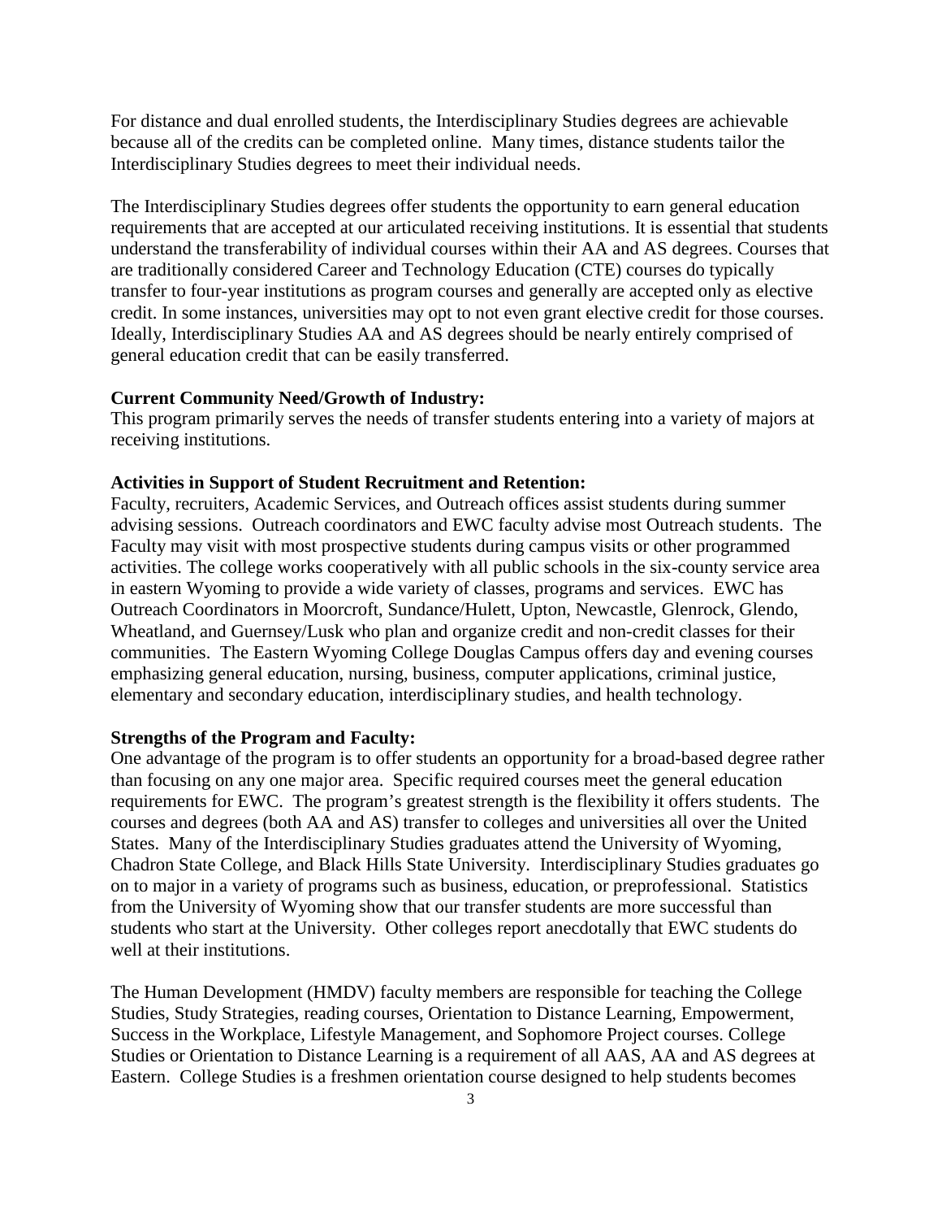For distance and dual enrolled students, the Interdisciplinary Studies degrees are achievable because all of the credits can be completed online. Many times, distance students tailor the Interdisciplinary Studies degrees to meet their individual needs.

The Interdisciplinary Studies degrees offer students the opportunity to earn general education requirements that are accepted at our articulated receiving institutions. It is essential that students understand the transferability of individual courses within their AA and AS degrees. Courses that are traditionally considered Career and Technology Education (CTE) courses do typically transfer to four-year institutions as program courses and generally are accepted only as elective credit. In some instances, universities may opt to not even grant elective credit for those courses. Ideally, Interdisciplinary Studies AA and AS degrees should be nearly entirely comprised of general education credit that can be easily transferred.

**Current Community Need/Growth of Industry:**
This program primarily serves the needs of transfer students entering into a variety of majors at receiving institutions.

**Activities in Support of Student Recruitment and Retention:**
Faculty, recruiters, Academic Services, and Outreach offices assist students during summer advising sessions. Outreach coordinators and EWC faculty advise most Outreach students. The Faculty may visit with most prospective students during campus visits or other programmed activities. The college works cooperatively with all public schools in the six-county service area in eastern Wyoming to provide a wide variety of classes, programs and services. EWC has Outreach Coordinators in Moorcroft, Sundance/Hulett, Upton, Newcastle, Glenrock, Glendo, Wheatland, and Guernsey/Lusk who plan and organize credit and non-credit classes for their communities. The Eastern Wyoming College Douglas Campus offers day and evening courses emphasizing general education, nursing, business, computer applications, criminal justice, elementary and secondary education, interdisciplinary studies, and health technology.

**Strengths of the Program and Faculty:**
One advantage of the program is to offer students an opportunity for a broad-based degree rather than focusing on any one major area. Specific required courses meet the general education requirements for EWC. The program's greatest strength is the flexibility it offers students. The courses and degrees (both AA and AS) transfer to colleges and universities all over the United States. Many of the Interdisciplinary Studies graduates attend the University of Wyoming, Chadron State College, and Black Hills State University. Interdisciplinary Studies graduates go on to major in a variety of programs such as business, education, or preprofessional. Statistics from the University of Wyoming show that our transfer students are more successful than students who start at the University. Other colleges report anecdotally that EWC students do well at their institutions.

The Human Development (HMDV) faculty members are responsible for teaching the College Studies, Study Strategies, reading courses, Orientation to Distance Learning, Empowerment, Success in the Workplace, Lifestyle Management, and Sophomore Project courses. College Studies or Orientation to Distance Learning is a requirement of all AAS, AA and AS degrees at Eastern. College Studies is a freshmen orientation course designed to help students becomes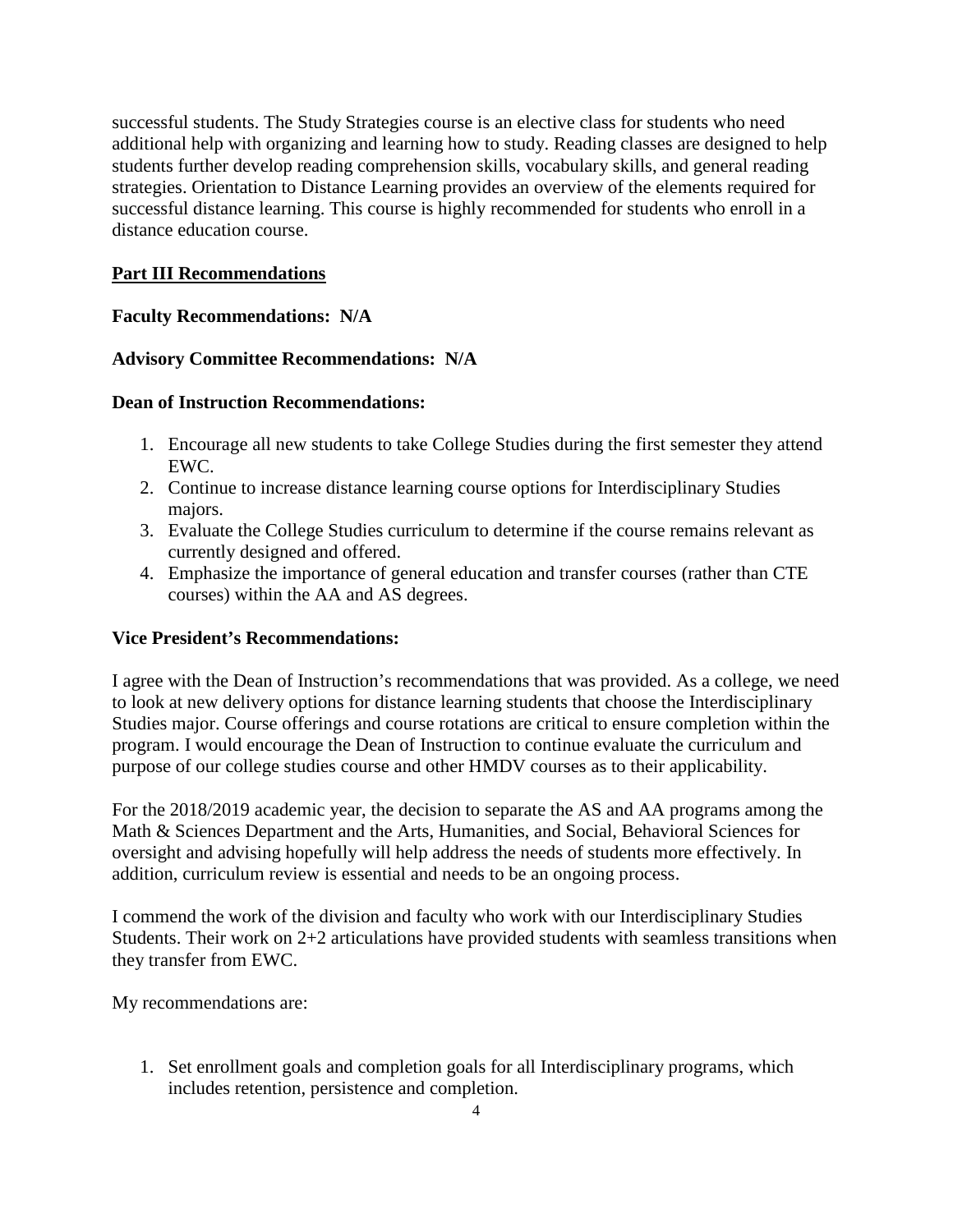successful students. The Study Strategies course is an elective class for students who need additional help with organizing and learning how to study. Reading classes are designed to help students further develop reading comprehension skills, vocabulary skills, and general reading strategies. Orientation to Distance Learning provides an overview of the elements required for successful distance learning. This course is highly recommended for students who enroll in a distance education course.

## Part III Recommendations

**Faculty Recommendations: N/A**

**Advisory Committee Recommendations: N/A**

**Dean of Instruction Recommendations:**

1. Encourage all new students to take College Studies during the first semester they attend EWC.
2. Continue to increase distance learning course options for Interdisciplinary Studies majors.
3. Evaluate the College Studies curriculum to determine if the course remains relevant as currently designed and offered.
4. Emphasize the importance of general education and transfer courses (rather than CTE courses) within the AA and AS degrees.

**Vice President's Recommendations:**

I agree with the Dean of Instruction's recommendations that was provided. As a college, we need to look at new delivery options for distance learning students that choose the Interdisciplinary Studies major. Course offerings and course rotations are critical to ensure completion within the program. I would encourage the Dean of Instruction to continue evaluate the curriculum and purpose of our college studies course and other HMDV courses as to their applicability.

For the 2018/2019 academic year, the decision to separate the AS and AA programs among the Math & Sciences Department and the Arts, Humanities, and Social, Behavioral Sciences for oversight and advising hopefully will help address the needs of students more effectively. In addition, curriculum review is essential and needs to be an ongoing process.

I commend the work of the division and faculty who work with our Interdisciplinary Studies Students. Their work on 2+2 articulations have provided students with seamless transitions when they transfer from EWC.

My recommendations are:

1. Set enrollment goals and completion goals for all Interdisciplinary programs, which includes retention, persistence and completion.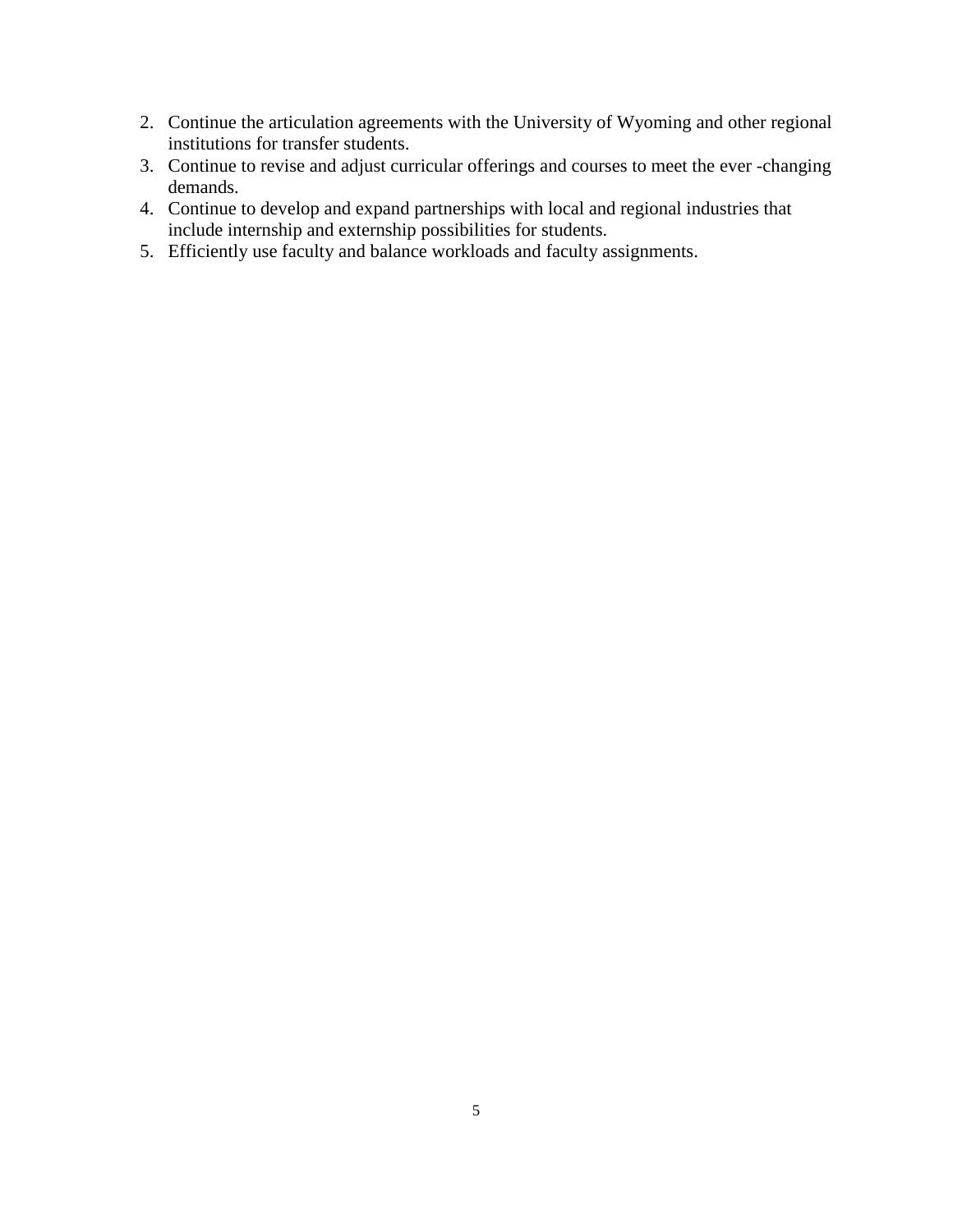2. Continue the articulation agreements with the University of Wyoming and other regional institutions for transfer students.
3. Continue to revise and adjust curricular offerings and courses to meet the ever -changing demands.
4. Continue to develop and expand partnerships with local and regional industries that include internship and externship possibilities for students.
5. Efficiently use faculty and balance workloads and faculty assignments.